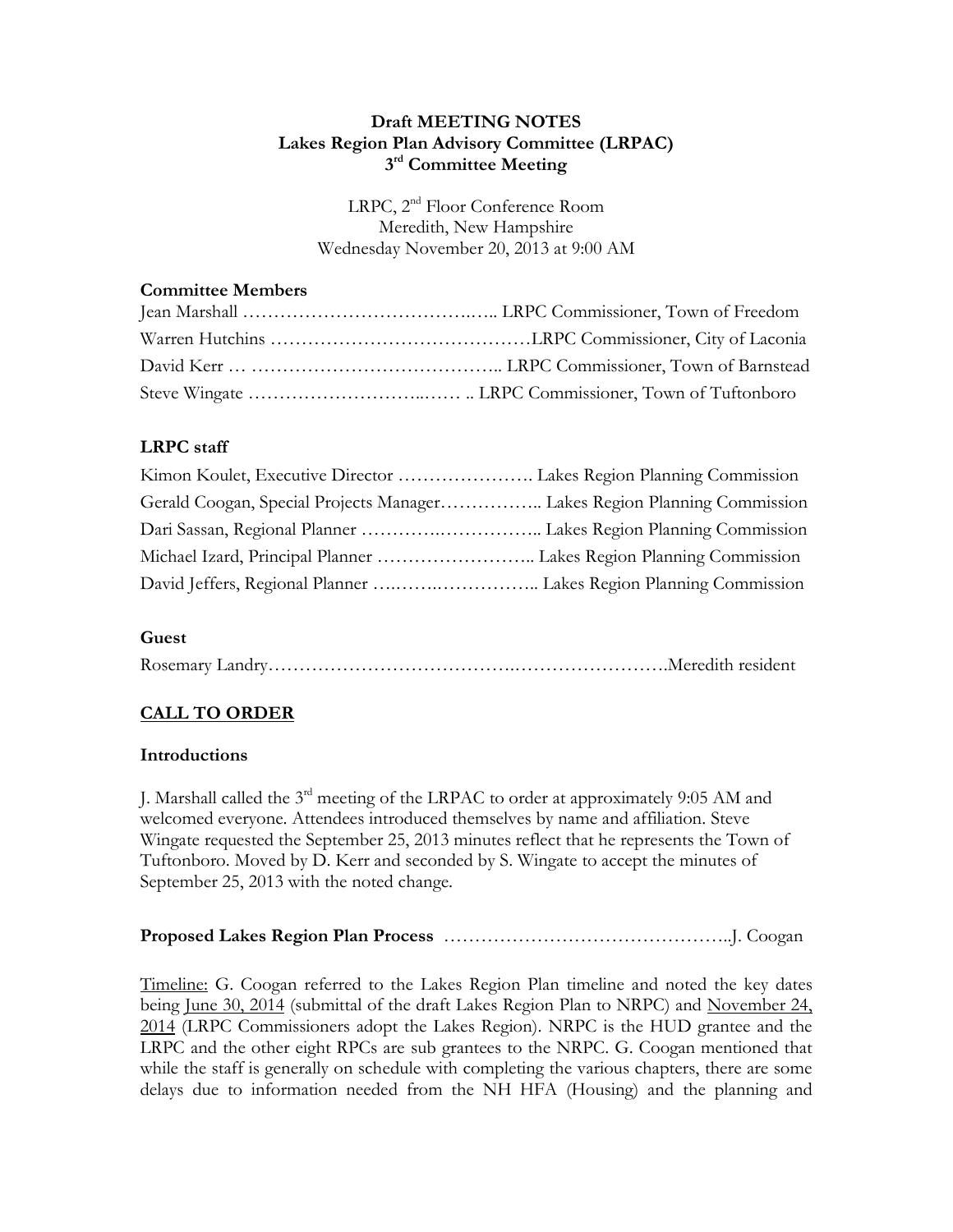**Draft MEETING NOTES**
**Lakes Region Plan Advisory Committee (LRPAC)**
**3rd Committee Meeting**

LRPC, 2nd Floor Conference Room
Meredith, New Hampshire
Wednesday November 20, 2013 at 9:00 AM

### Committee Members

Jean Marshall ……………………………….….. LRPC Commissioner, Town of Freedom
Warren Hutchins ……………………………………LRPC Commissioner, City of Laconia
David Kerr … ………………………………….. LRPC Commissioner, Town of Barnstead
Steve Wingate ………………………..…… .. LRPC Commissioner, Town of Tuftonboro

### LRPC staff

Kimon Koulet, Executive Director …………………. Lakes Region Planning Commission
Gerald Coogan, Special Projects Manager…………….. Lakes Region Planning Commission
Dari Sassan, Regional Planner ………….…………….. Lakes Region Planning Commission
Michael Izard, Principal Planner …………………….. Lakes Region Planning Commission
David Jeffers, Regional Planner ….…….…………….. Lakes Region Planning Commission

### Guest

Rosemary Landry………………………………….…………………….Meredith resident

## CALL TO ORDER

### Introductions

J. Marshall called the 3rd meeting of the LRPAC to order at approximately 9:05 AM and welcomed everyone. Attendees introduced themselves by name and affiliation. Steve Wingate requested the September 25, 2013 minutes reflect that he represents the Town of Tuftonboro. Moved by D. Kerr and seconded by S. Wingate to accept the minutes of September 25, 2013 with the noted change.

**Proposed Lakes Region Plan Process** ………………………………………..J. Coogan

Timeline: G. Coogan referred to the Lakes Region Plan timeline and noted the key dates being June 30, 2014 (submittal of the draft Lakes Region Plan to NRPC) and November 24, 2014 (LRPC Commissioners adopt the Lakes Region). NRPC is the HUD grantee and the LRPC and the other eight RPCs are sub grantees to the NRPC. G. Coogan mentioned that while the staff is generally on schedule with completing the various chapters, there are some delays due to information needed from the NH HFA (Housing) and the planning and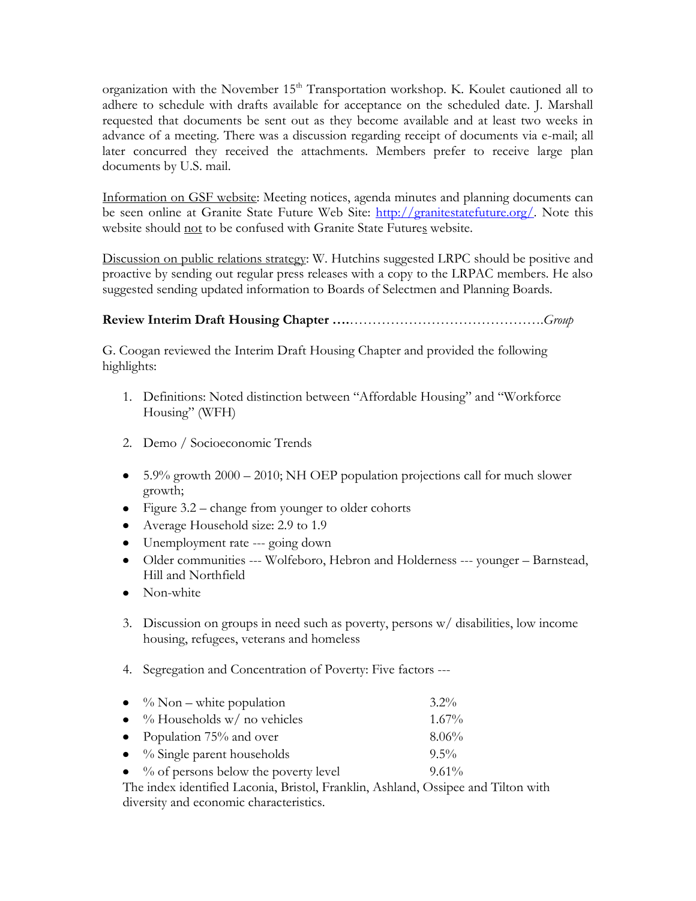organization with the November 15th Transportation workshop. K. Koulet cautioned all to adhere to schedule with drafts available for acceptance on the scheduled date. J. Marshall requested that documents be sent out as they become available and at least two weeks in advance of a meeting. There was a discussion regarding receipt of documents via e-mail; all later concurred they received the attachments. Members prefer to receive large plan documents by U.S. mail.

Information on GSF website: Meeting notices, agenda minutes and planning documents can be seen online at Granite State Future Web Site: [http://granitestatefuture.org/](http://granitestatefuture.org/). Note this website should not to be confused with Granite State Futures website.

Discussion on public relations strategy: W. Hutchins suggested LRPC should be positive and proactive by sending out regular press releases with a copy to the LRPAC members. He also suggested sending updated information to Boards of Selectmen and Planning Boards.

**Review Interim Draft Housing Chapter ….**…………………………………….*Group*

G. Coogan reviewed the Interim Draft Housing Chapter and provided the following highlights:

1. Definitions: Noted distinction between "Affordable Housing" and "Workforce Housing" (WFH)

2. Demo / Socioeconomic Trends

- 5.9% growth 2000 – 2010; NH OEP population projections call for much slower growth;
- Figure 3.2 – change from younger to older cohorts
- Average Household size: 2.9 to 1.9
- Unemployment rate --- going down
- Older communities --- Wolfeboro, Hebron and Holderness --- younger – Barnstead, Hill and Northfield
- Non-white

3. Discussion on groups in need such as poverty, persons w/ disabilities, low income housing, refugees, veterans and homeless

4. Segregation and Concentration of Poverty: Five factors ---

- % Non – white population 3.2%
- % Households w/ no vehicles 1.67%
- Population 75% and over 8.06%
- % Single parent households 9.5%
- % of persons below the poverty level 9.61%

The index identified Laconia, Bristol, Franklin, Ashland, Ossipee and Tilton with diversity and economic characteristics.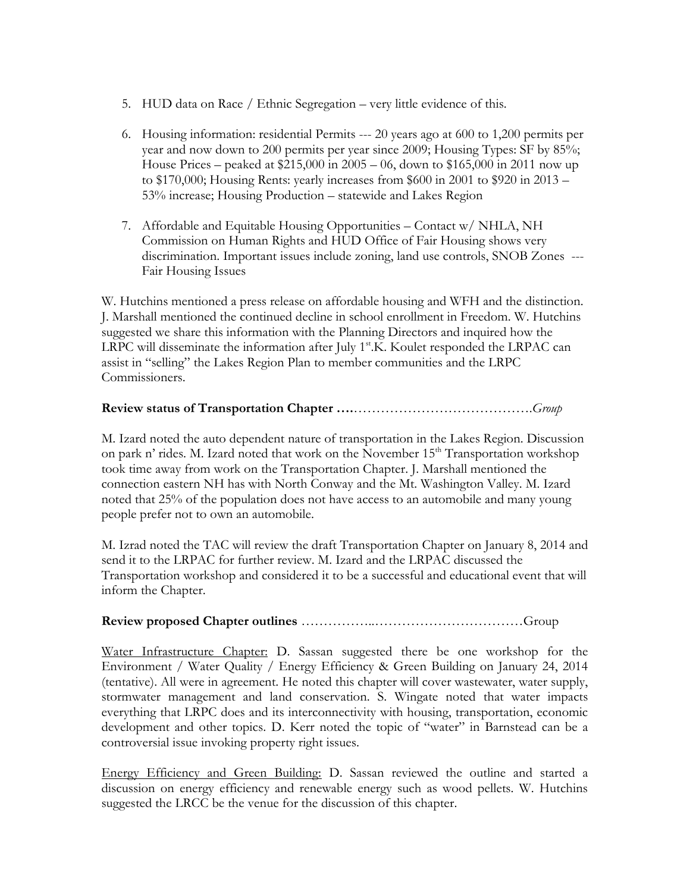5. HUD data on Race / Ethnic Segregation – very little evidence of this.

6. Housing information: residential Permits --- 20 years ago at 600 to 1,200 permits per year and now down to 200 permits per year since 2009; Housing Types: SF by 85%; House Prices – peaked at $215,000 in 2005 – 06, down to $165,000 in 2011 now up to $170,000; Housing Rents: yearly increases from $600 in 2001 to $920 in 2013 – 53% increase; Housing Production – statewide and Lakes Region

7. Affordable and Equitable Housing Opportunities – Contact w/ NHLA, NH Commission on Human Rights and HUD Office of Fair Housing shows very discrimination. Important issues include zoning, land use controls, SNOB Zones --- Fair Housing Issues

W. Hutchins mentioned a press release on affordable housing and WFH and the distinction. J. Marshall mentioned the continued decline in school enrollment in Freedom. W. Hutchins suggested we share this information with the Planning Directors and inquired how the LRPC will disseminate the information after July 1st.K. Koulet responded the LRPAC can assist in "selling" the Lakes Region Plan to member communities and the LRPC Commissioners.

**Review status of Transportation Chapter ….**………………………………….*Group*

M. Izard noted the auto dependent nature of transportation in the Lakes Region. Discussion on park n' rides. M. Izard noted that work on the November 15th Transportation workshop took time away from work on the Transportation Chapter. J. Marshall mentioned the connection eastern NH has with North Conway and the Mt. Washington Valley. M. Izard noted that 25% of the population does not have access to an automobile and many young people prefer not to own an automobile.

M. Izrad noted the TAC will review the draft Transportation Chapter on January 8, 2014 and send it to the LRPAC for further review. M. Izard and the LRPAC discussed the Transportation workshop and considered it to be a successful and educational event that will inform the Chapter.

**Review proposed Chapter outlines** ……………..……………………………Group

<u>Water Infrastructure Chapter:</u> D. Sassan suggested there be one workshop for the Environment / Water Quality / Energy Efficiency & Green Building on January 24, 2014 (tentative). All were in agreement. He noted this chapter will cover wastewater, water supply, stormwater management and land conservation. S. Wingate noted that water impacts everything that LRPC does and its interconnectivity with housing, transportation, economic development and other topics. D. Kerr noted the topic of "water" in Barnstead can be a controversial issue invoking property right issues.

<u>Energy Efficiency and Green Building:</u> D. Sassan reviewed the outline and started a discussion on energy efficiency and renewable energy such as wood pellets. W. Hutchins suggested the LRCC be the venue for the discussion of this chapter.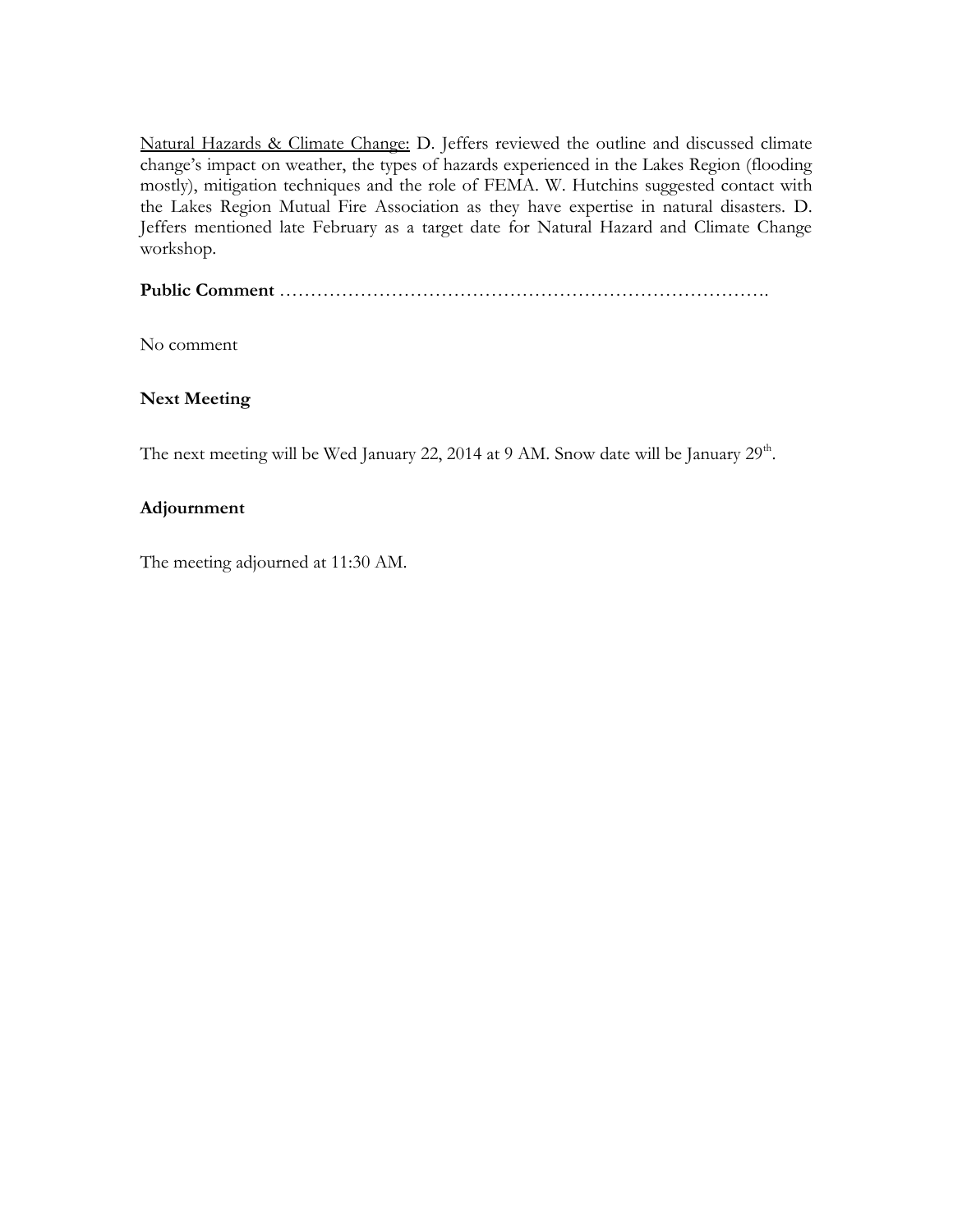<u>Natural Hazards & Climate Change:</u> D. Jeffers reviewed the outline and discussed climate change's impact on weather, the types of hazards experienced in the Lakes Region (flooding mostly), mitigation techniques and the role of FEMA. W. Hutchins suggested contact with the Lakes Region Mutual Fire Association as they have expertise in natural disasters. D. Jeffers mentioned late February as a target date for Natural Hazard and Climate Change workshop.

**Public Comment** ……………………………………………………………………….

No comment

**Next Meeting**

The next meeting will be Wed January 22, 2014 at 9 AM. Snow date will be January 29th.

**Adjournment**

The meeting adjourned at 11:30 AM.